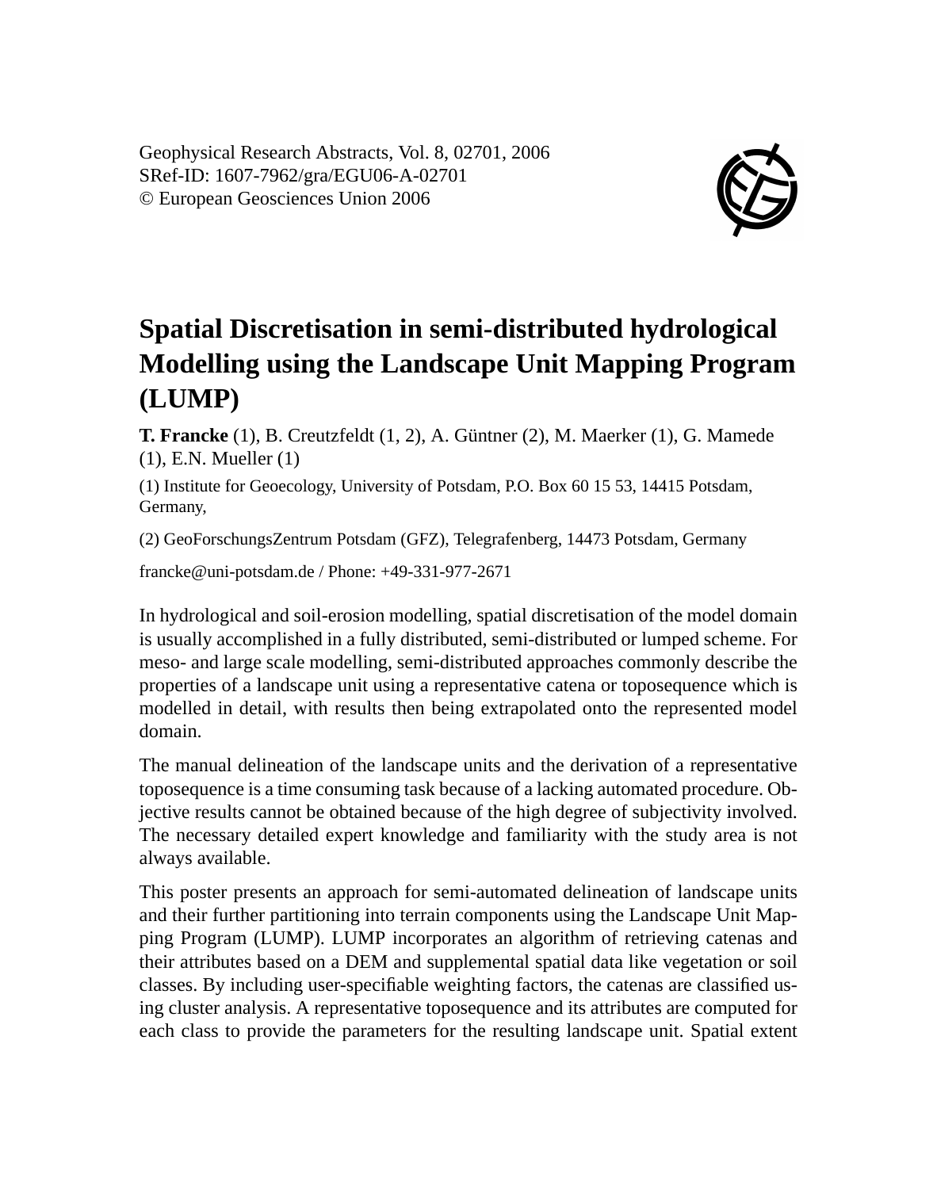Geophysical Research Abstracts, Vol. 8, 02701, 2006
SRef-ID: 1607-7962/gra/EGU06-A-02701
© European Geosciences Union 2006

# Spatial Discretisation in semi-distributed hydrological Modelling using the Landscape Unit Mapping Program (LUMP)

**T. Francke** (1), B. Creutzfeldt (1, 2), A. Güntner (2), M. Maerker (1), G. Mamede (1), E.N. Mueller (1)

(1) Institute for Geoecology, University of Potsdam, P.O. Box 60 15 53, 14415 Potsdam, Germany,

(2) GeoForschungsZentrum Potsdam (GFZ), Telegrafenberg, 14473 Potsdam, Germany

francke@uni-potsdam.de / Phone: +49-331-977-2671

In hydrological and soil-erosion modelling, spatial discretisation of the model domain is usually accomplished in a fully distributed, semi-distributed or lumped scheme. For meso- and large scale modelling, semi-distributed approaches commonly describe the properties of a landscape unit using a representative catena or toposequence which is modelled in detail, with results then being extrapolated onto the represented model domain.

The manual delineation of the landscape units and the derivation of a representative toposequence is a time consuming task because of a lacking automated procedure. Objective results cannot be obtained because of the high degree of subjectivity involved. The necessary detailed expert knowledge and familiarity with the study area is not always available.

This poster presents an approach for semi-automated delineation of landscape units and their further partitioning into terrain components using the Landscape Unit Mapping Program (LUMP). LUMP incorporates an algorithm of retrieving catenas and their attributes based on a DEM and supplemental spatial data like vegetation or soil classes. By including user-specifiable weighting factors, the catenas are classified using cluster analysis. A representative toposequence and its attributes are computed for each class to provide the parameters for the resulting landscape unit. Spatial extent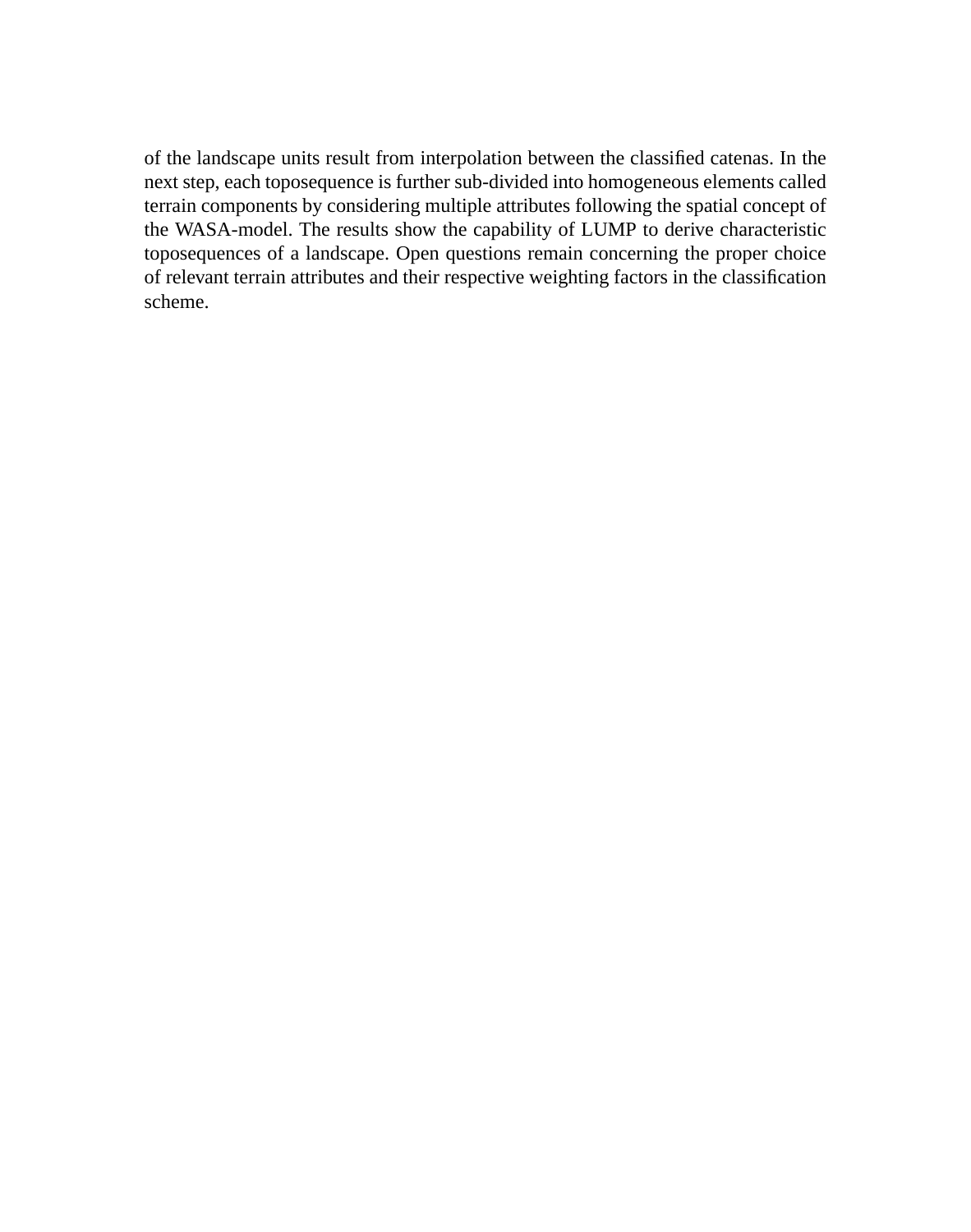of the landscape units result from interpolation between the classified catenas. In the next step, each toposequence is further sub-divided into homogeneous elements called terrain components by considering multiple attributes following the spatial concept of the WASA-model. The results show the capability of LUMP to derive characteristic toposequences of a landscape. Open questions remain concerning the proper choice of relevant terrain attributes and their respective weighting factors in the classification scheme.